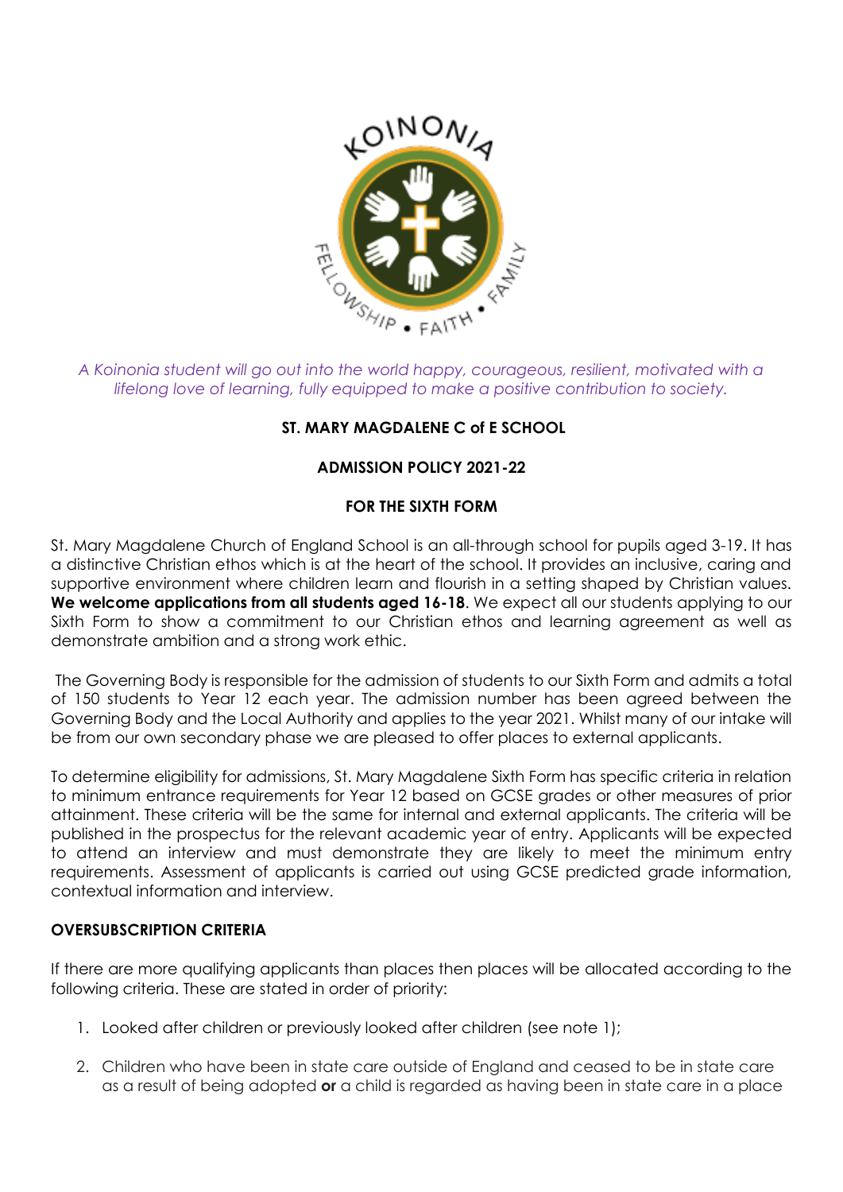*A Koinonia student will go out into the world happy, courageous, resilient, motivated with a lifelong love of learning, fully equipped to make a positive contribution to society.*

**ST. MARY MAGDALENE C of E SCHOOL**

**ADMISSION POLICY 2021-22**

**FOR THE SIXTH FORM**

St. Mary Magdalene Church of England School is an all-through school for pupils aged 3-19. It has a distinctive Christian ethos which is at the heart of the school. It provides an inclusive, caring and supportive environment where children learn and flourish in a setting shaped by Christian values. **We welcome applications from all students aged 16-18**. We expect all our students applying to our Sixth Form to show a commitment to our Christian ethos and learning agreement as well as demonstrate ambition and a strong work ethic.

The Governing Body is responsible for the admission of students to our Sixth Form and admits a total of 150 students to Year 12 each year. The admission number has been agreed between the Governing Body and the Local Authority and applies to the year 2021. Whilst many of our intake will be from our own secondary phase we are pleased to offer places to external applicants.

To determine eligibility for admissions, St. Mary Magdalene Sixth Form has specific criteria in relation to minimum entrance requirements for Year 12 based on GCSE grades or other measures of prior attainment. These criteria will be the same for internal and external applicants. The criteria will be published in the prospectus for the relevant academic year of entry. Applicants will be expected to attend an interview and must demonstrate they are likely to meet the minimum entry requirements. Assessment of applicants is carried out using GCSE predicted grade information, contextual information and interview.

**OVERSUBSCRIPTION CRITERIA**

If there are more qualifying applicants than places then places will be allocated according to the following criteria. These are stated in order of priority:

1. Looked after children or previously looked after children (see note 1);
2. Children who have been in state care outside of England and ceased to be in state care as a result of being adopted **or** a child is regarded as having been in state care in a place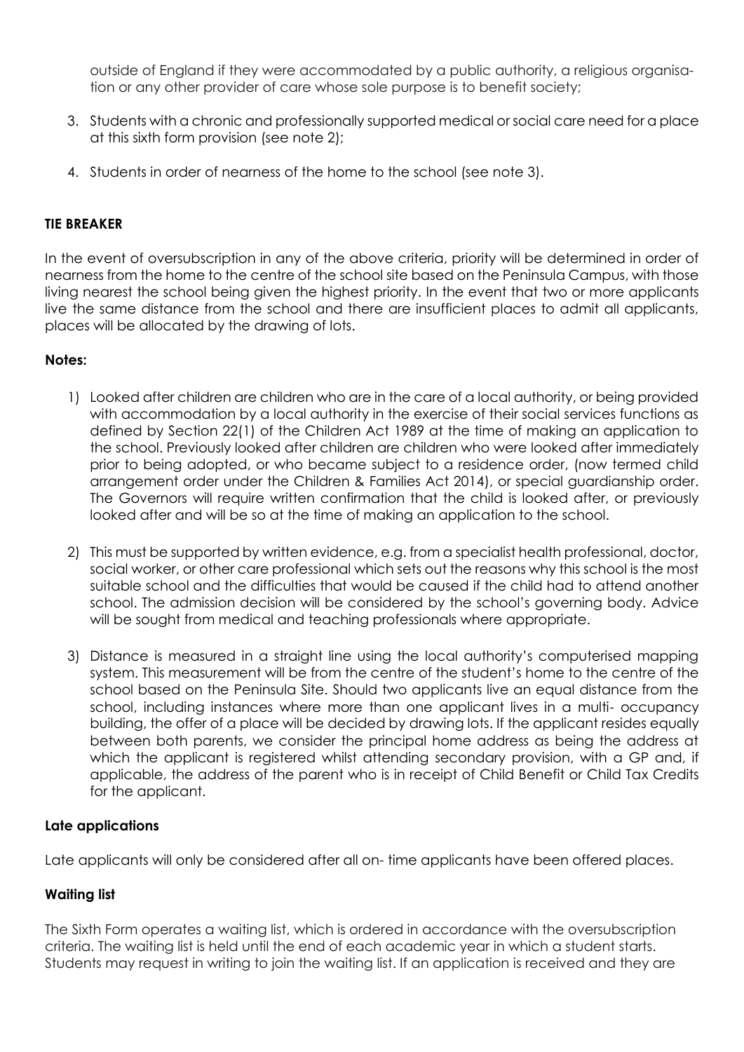outside of England if they were accommodated by a public authority, a religious organisation or any other provider of care whose sole purpose is to benefit society;

3. Students with a chronic and professionally supported medical or social care need for a place at this sixth form provision (see note 2);

4. Students in order of nearness of the home to the school (see note 3).

**TIE BREAKER**

In the event of oversubscription in any of the above criteria, priority will be determined in order of nearness from the home to the centre of the school site based on the Peninsula Campus, with those living nearest the school being given the highest priority. In the event that two or more applicants live the same distance from the school and there are insufficient places to admit all applicants, places will be allocated by the drawing of lots.

**Notes:**

1) Looked after children are children who are in the care of a local authority, or being provided with accommodation by a local authority in the exercise of their social services functions as defined by Section 22(1) of the Children Act 1989 at the time of making an application to the school. Previously looked after children are children who were looked after immediately prior to being adopted, or who became subject to a residence order, (now termed child arrangement order under the Children & Families Act 2014), or special guardianship order. The Governors will require written confirmation that the child is looked after, or previously looked after and will be so at the time of making an application to the school.

2) This must be supported by written evidence, e.g. from a specialist health professional, doctor, social worker, or other care professional which sets out the reasons why this school is the most suitable school and the difficulties that would be caused if the child had to attend another school. The admission decision will be considered by the school's governing body. Advice will be sought from medical and teaching professionals where appropriate.

3) Distance is measured in a straight line using the local authority's computerised mapping system. This measurement will be from the centre of the student's home to the centre of the school based on the Peninsula Site. Should two applicants live an equal distance from the school, including instances where more than one applicant lives in a multi- occupancy building, the offer of a place will be decided by drawing lots. If the applicant resides equally between both parents, we consider the principal home address as being the address at which the applicant is registered whilst attending secondary provision, with a GP and, if applicable, the address of the parent who is in receipt of Child Benefit or Child Tax Credits for the applicant.

**Late applications**

Late applicants will only be considered after all on- time applicants have been offered places.

**Waiting list**

The Sixth Form operates a waiting list, which is ordered in accordance with the oversubscription criteria. The waiting list is held until the end of each academic year in which a student starts. Students may request in writing to join the waiting list. If an application is received and they are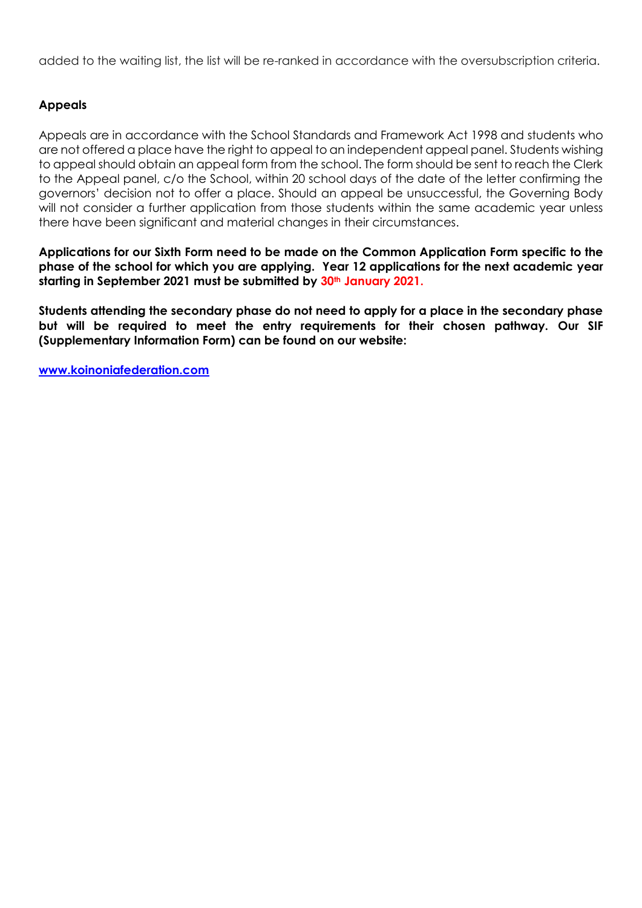added to the waiting list, the list will be re-ranked in accordance with the oversubscription criteria.

**Appeals**

Appeals are in accordance with the School Standards and Framework Act 1998 and students who are not offered a place have the right to appeal to an independent appeal panel. Students wishing to appeal should obtain an appeal form from the school. The form should be sent to reach the Clerk to the Appeal panel, c/o the School, within 20 school days of the date of the letter confirming the governors' decision not to offer a place. Should an appeal be unsuccessful, the Governing Body will not consider a further application from those students within the same academic year unless there have been significant and material changes in their circumstances.

**Applications for our Sixth Form need to be made on the Common Application Form specific to the phase of the school for which you are applying. Year 12 applications for the next academic year starting in September 2021 must be submitted by 30th January 2021.**

**Students attending the secondary phase do not need to apply for a place in the secondary phase but will be required to meet the entry requirements for their chosen pathway. Our SIF (Supplementary Information Form) can be found on our website:**

**[www.koinoniafederation.com](www.koinoniafederation.com)**